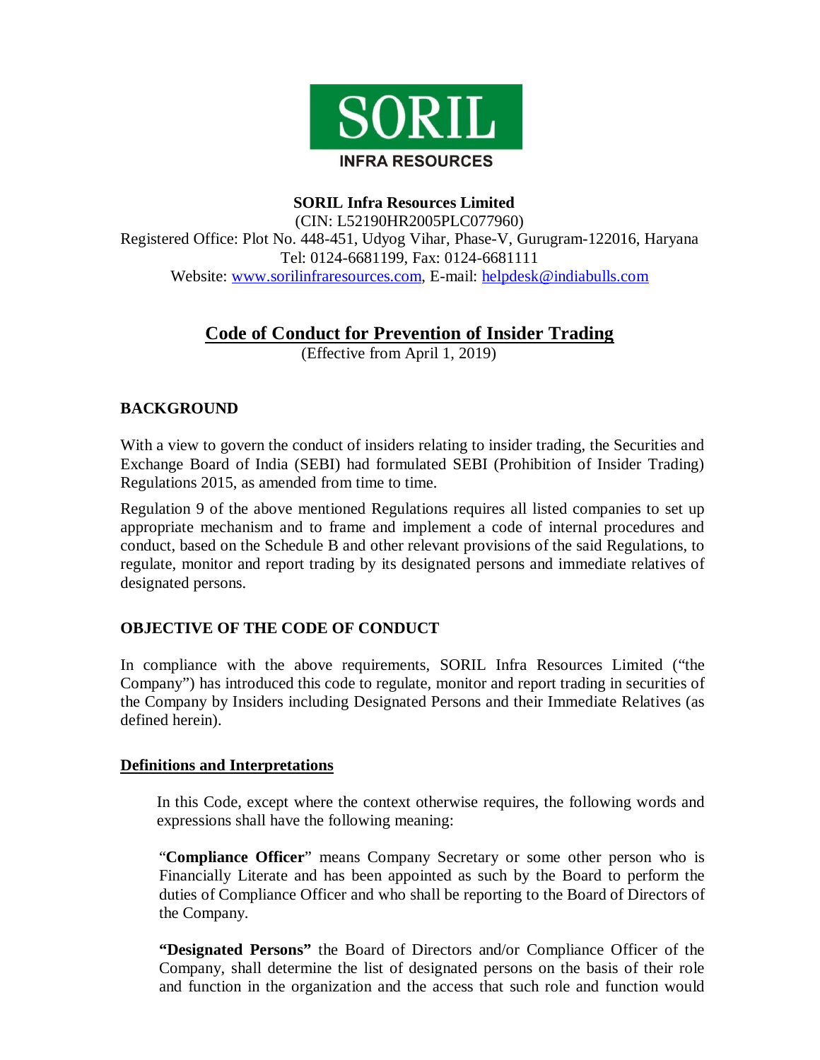SORIL

INFRA RESOURCES

**SORIL Infra Resources Limited**
(CIN: L52190HR2005PLC077960)
Registered Office: Plot No. 448-451, Udyog Vihar, Phase-V, Gurugram-122016, Haryana
Tel: 0124-6681199, Fax: 0124-6681111
Website: www.sorilinfraresources.com, E-mail: helpdesk@indiabulls.com

# Code of Conduct for Prevention of Insider Trading

(Effective from April 1, 2019)

## BACKGROUND

With a view to govern the conduct of insiders relating to insider trading, the Securities and Exchange Board of India (SEBI) had formulated SEBI (Prohibition of Insider Trading) Regulations 2015, as amended from time to time.

Regulation 9 of the above mentioned Regulations requires all listed companies to set up appropriate mechanism and to frame and implement a code of internal procedures and conduct, based on the Schedule B and other relevant provisions of the said Regulations, to regulate, monitor and report trading by its designated persons and immediate relatives of designated persons.

## OBJECTIVE OF THE CODE OF CONDUCT

In compliance with the above requirements, SORIL Infra Resources Limited ("the Company") has introduced this code to regulate, monitor and report trading in securities of the Company by Insiders including Designated Persons and their Immediate Relatives (as defined herein).

## Definitions and Interpretations

In this Code, except where the context otherwise requires, the following words and expressions shall have the following meaning:

"**Compliance Officer**" means Company Secretary or some other person who is Financially Literate and has been appointed as such by the Board to perform the duties of Compliance Officer and who shall be reporting to the Board of Directors of the Company.

**"Designated Persons"** the Board of Directors and/or Compliance Officer of the Company, shall determine the list of designated persons on the basis of their role and function in the organization and the access that such role and function would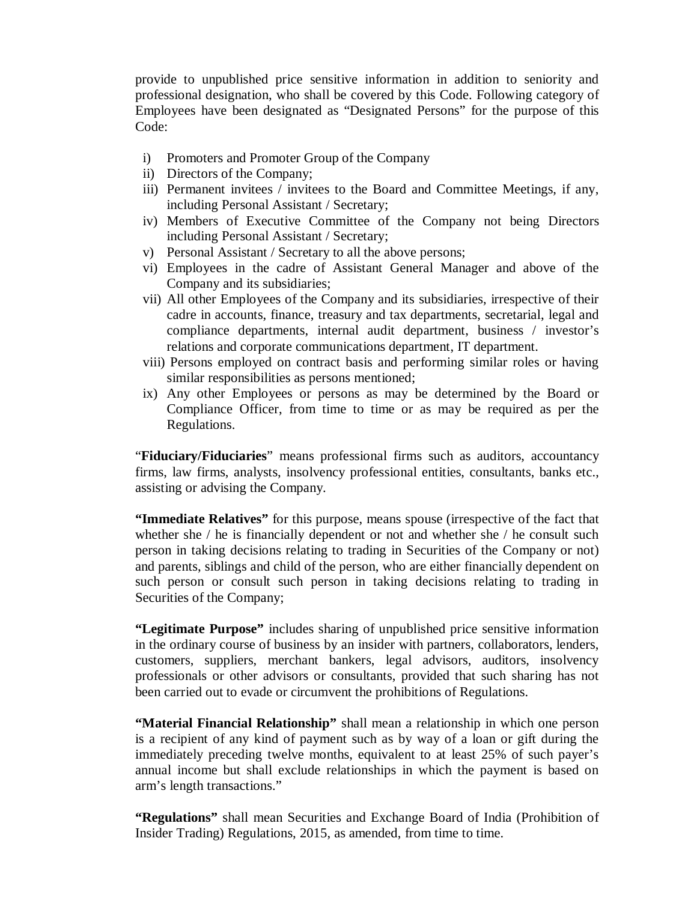provide to unpublished price sensitive information in addition to seniority and professional designation, who shall be covered by this Code. Following category of Employees have been designated as "Designated Persons" for the purpose of this Code:

i) Promoters and Promoter Group of the Company
ii) Directors of the Company;
iii) Permanent invitees / invitees to the Board and Committee Meetings, if any, including Personal Assistant / Secretary;
iv) Members of Executive Committee of the Company not being Directors including Personal Assistant / Secretary;
v) Personal Assistant / Secretary to all the above persons;
vi) Employees in the cadre of Assistant General Manager and above of the Company and its subsidiaries;
vii) All other Employees of the Company and its subsidiaries, irrespective of their cadre in accounts, finance, treasury and tax departments, secretarial, legal and compliance departments, internal audit department, business / investor's relations and corporate communications department, IT department.
viii) Persons employed on contract basis and performing similar roles or having similar responsibilities as persons mentioned;
ix) Any other Employees or persons as may be determined by the Board or Compliance Officer, from time to time or as may be required as per the Regulations.

"**Fiduciary/Fiduciaries**" means professional firms such as auditors, accountancy firms, law firms, analysts, insolvency professional entities, consultants, banks etc., assisting or advising the Company.

**"Immediate Relatives"** for this purpose, means spouse (irrespective of the fact that whether she / he is financially dependent or not and whether she / he consult such person in taking decisions relating to trading in Securities of the Company or not) and parents, siblings and child of the person, who are either financially dependent on such person or consult such person in taking decisions relating to trading in Securities of the Company;

**"Legitimate Purpose"** includes sharing of unpublished price sensitive information in the ordinary course of business by an insider with partners, collaborators, lenders, customers, suppliers, merchant bankers, legal advisors, auditors, insolvency professionals or other advisors or consultants, provided that such sharing has not been carried out to evade or circumvent the prohibitions of Regulations.

**"Material Financial Relationship"** shall mean a relationship in which one person is a recipient of any kind of payment such as by way of a loan or gift during the immediately preceding twelve months, equivalent to at least 25% of such payer's annual income but shall exclude relationships in which the payment is based on arm's length transactions."

**"Regulations"** shall mean Securities and Exchange Board of India (Prohibition of Insider Trading) Regulations, 2015, as amended, from time to time.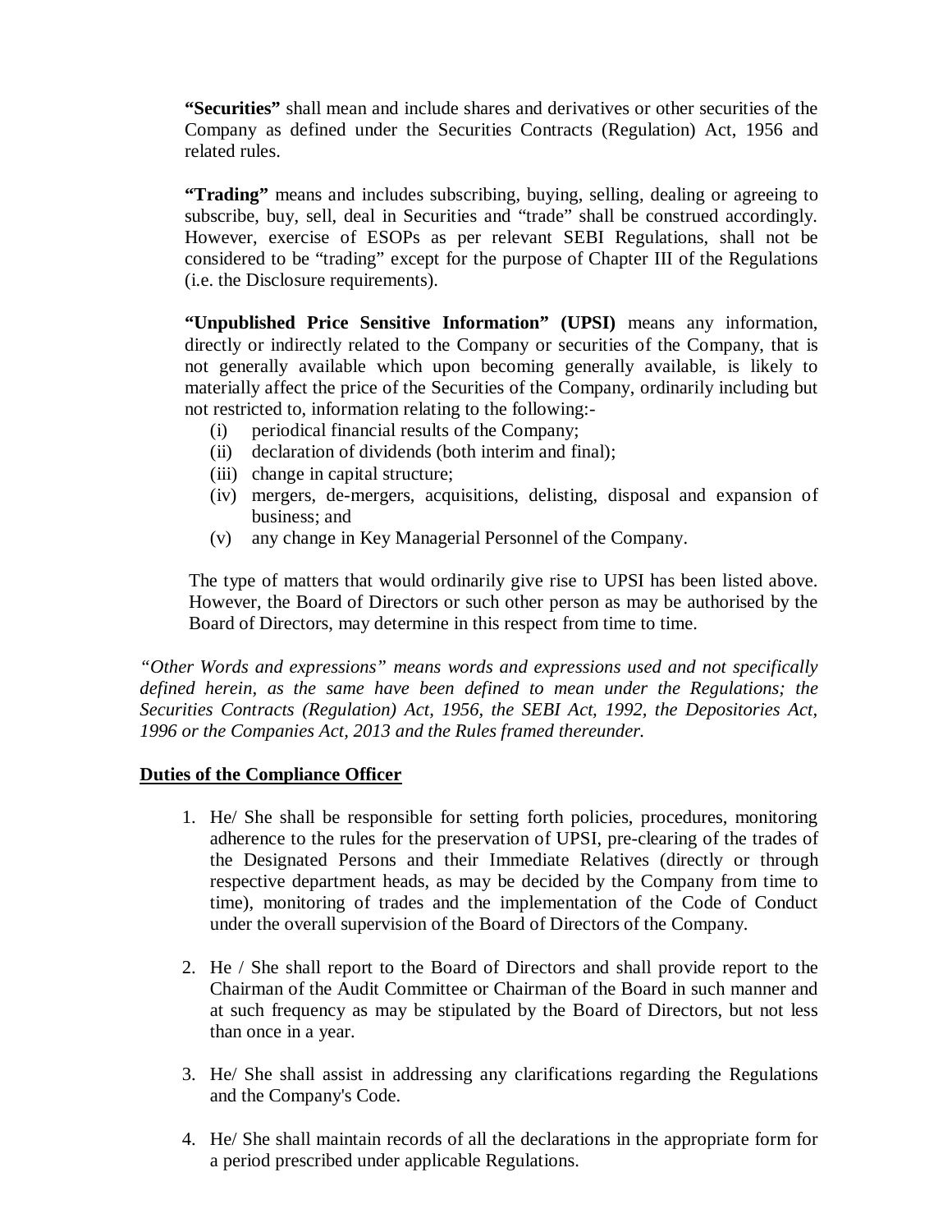**"Securities"** shall mean and include shares and derivatives or other securities of the Company as defined under the Securities Contracts (Regulation) Act, 1956 and related rules.

**"Trading"** means and includes subscribing, buying, selling, dealing or agreeing to subscribe, buy, sell, deal in Securities and "trade" shall be construed accordingly. However, exercise of ESOPs as per relevant SEBI Regulations, shall not be considered to be "trading" except for the purpose of Chapter III of the Regulations (i.e. the Disclosure requirements).

**"Unpublished Price Sensitive Information" (UPSI)** means any information, directly or indirectly related to the Company or securities of the Company, that is not generally available which upon becoming generally available, is likely to materially affect the price of the Securities of the Company, ordinarily including but not restricted to, information relating to the following:-

- (i) periodical financial results of the Company;
- (ii) declaration of dividends (both interim and final);
- (iii) change in capital structure;
- (iv) mergers, de-mergers, acquisitions, delisting, disposal and expansion of business; and
- (v) any change in Key Managerial Personnel of the Company.

The type of matters that would ordinarily give rise to UPSI has been listed above. However, the Board of Directors or such other person as may be authorised by the Board of Directors, may determine in this respect from time to time.

*"Other Words and expressions" means words and expressions used and not specifically defined herein, as the same have been defined to mean under the Regulations; the Securities Contracts (Regulation) Act, 1956, the SEBI Act, 1992, the Depositories Act, 1996 or the Companies Act, 2013 and the Rules framed thereunder.*

**Duties of the Compliance Officer**

1. He/ She shall be responsible for setting forth policies, procedures, monitoring adherence to the rules for the preservation of UPSI, pre-clearing of the trades of the Designated Persons and their Immediate Relatives (directly or through respective department heads, as may be decided by the Company from time to time), monitoring of trades and the implementation of the Code of Conduct under the overall supervision of the Board of Directors of the Company.

2. He / She shall report to the Board of Directors and shall provide report to the Chairman of the Audit Committee or Chairman of the Board in such manner and at such frequency as may be stipulated by the Board of Directors, but not less than once in a year.

3. He/ She shall assist in addressing any clarifications regarding the Regulations and the Company's Code.

4. He/ She shall maintain records of all the declarations in the appropriate form for a period prescribed under applicable Regulations.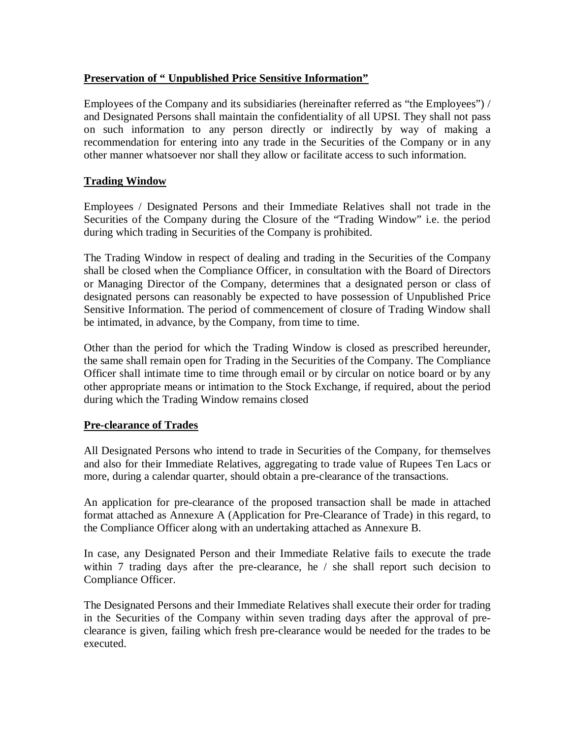## Preservation of " Unpublished Price Sensitive Information"

Employees of the Company and its subsidiaries (hereinafter referred as "the Employees") / and Designated Persons shall maintain the confidentiality of all UPSI. They shall not pass on such information to any person directly or indirectly by way of making a recommendation for entering into any trade in the Securities of the Company or in any other manner whatsoever nor shall they allow or facilitate access to such information.

## Trading Window

Employees / Designated Persons and their Immediate Relatives shall not trade in the Securities of the Company during the Closure of the "Trading Window" i.e. the period during which trading in Securities of the Company is prohibited.

The Trading Window in respect of dealing and trading in the Securities of the Company shall be closed when the Compliance Officer, in consultation with the Board of Directors or Managing Director of the Company, determines that a designated person or class of designated persons can reasonably be expected to have possession of Unpublished Price Sensitive Information. The period of commencement of closure of Trading Window shall be intimated, in advance, by the Company, from time to time.

Other than the period for which the Trading Window is closed as prescribed hereunder, the same shall remain open for Trading in the Securities of the Company. The Compliance Officer shall intimate time to time through email or by circular on notice board or by any other appropriate means or intimation to the Stock Exchange, if required, about the period during which the Trading Window remains closed

## Pre-clearance of Trades

All Designated Persons who intend to trade in Securities of the Company, for themselves and also for their Immediate Relatives, aggregating to trade value of Rupees Ten Lacs or more, during a calendar quarter, should obtain a pre-clearance of the transactions.

An application for pre-clearance of the proposed transaction shall be made in attached format attached as Annexure A (Application for Pre-Clearance of Trade) in this regard, to the Compliance Officer along with an undertaking attached as Annexure B.

In case, any Designated Person and their Immediate Relative fails to execute the trade within 7 trading days after the pre-clearance, he / she shall report such decision to Compliance Officer.

The Designated Persons and their Immediate Relatives shall execute their order for trading in the Securities of the Company within seven trading days after the approval of pre-clearance is given, failing which fresh pre-clearance would be needed for the trades to be executed.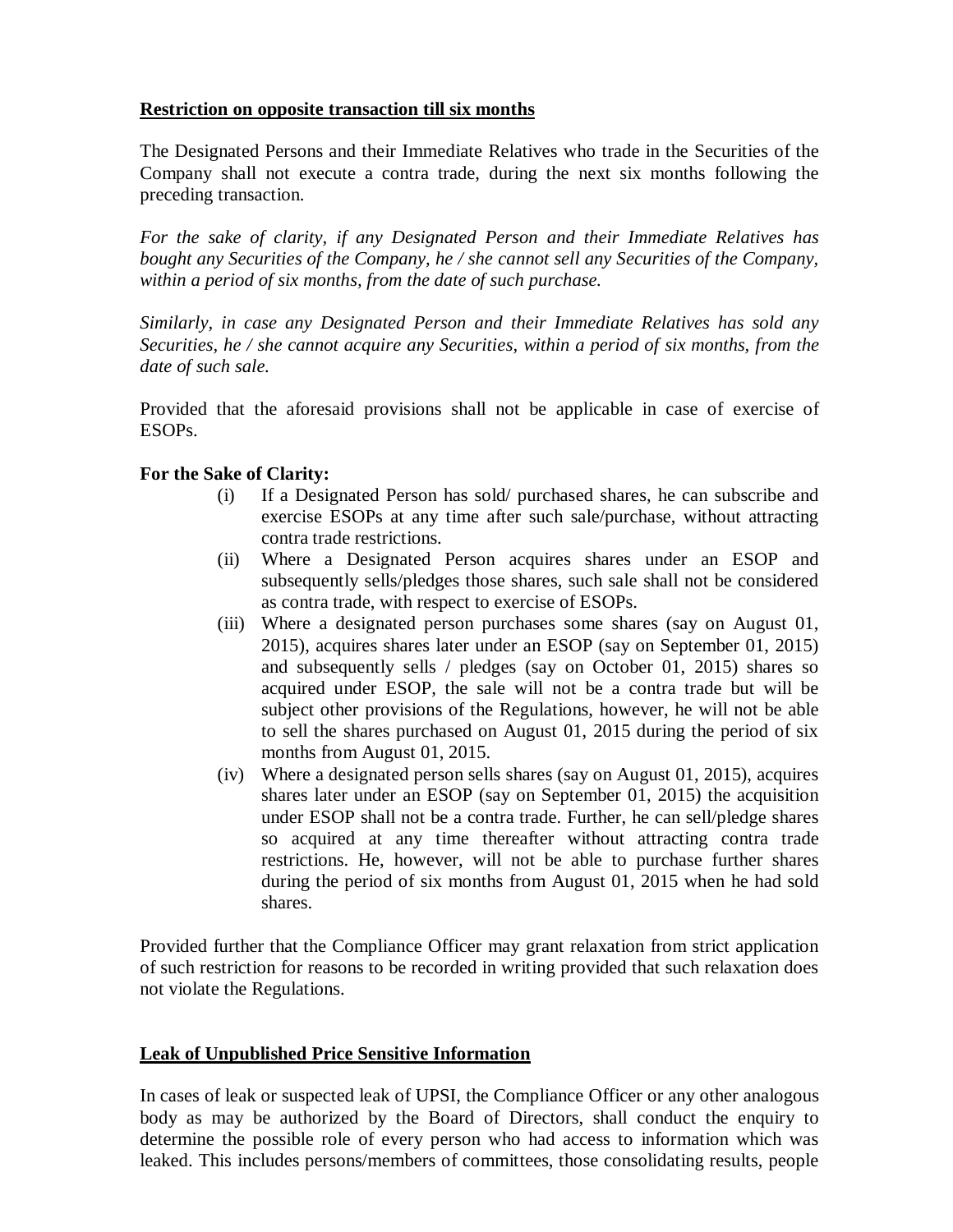**<u>Restriction on opposite transaction till six months</u>**

The Designated Persons and their Immediate Relatives who trade in the Securities of the Company shall not execute a contra trade, during the next six months following the preceding transaction.

*For the sake of clarity, if any Designated Person and their Immediate Relatives has bought any Securities of the Company, he / she cannot sell any Securities of the Company, within a period of six months, from the date of such purchase.*

*Similarly, in case any Designated Person and their Immediate Relatives has sold any Securities, he / she cannot acquire any Securities, within a period of six months, from the date of such sale.*

Provided that the aforesaid provisions shall not be applicable in case of exercise of ESOPs.

**For the Sake of Clarity:**

(i) If a Designated Person has sold/ purchased shares, he can subscribe and exercise ESOPs at any time after such sale/purchase, without attracting contra trade restrictions.

(ii) Where a Designated Person acquires shares under an ESOP and subsequently sells/pledges those shares, such sale shall not be considered as contra trade, with respect to exercise of ESOPs.

(iii) Where a designated person purchases some shares (say on August 01, 2015), acquires shares later under an ESOP (say on September 01, 2015) and subsequently sells / pledges (say on October 01, 2015) shares so acquired under ESOP, the sale will not be a contra trade but will be subject other provisions of the Regulations, however, he will not be able to sell the shares purchased on August 01, 2015 during the period of six months from August 01, 2015.

(iv) Where a designated person sells shares (say on August 01, 2015), acquires shares later under an ESOP (say on September 01, 2015) the acquisition under ESOP shall not be a contra trade. Further, he can sell/pledge shares so acquired at any time thereafter without attracting contra trade restrictions. He, however, will not be able to purchase further shares during the period of six months from August 01, 2015 when he had sold shares.

Provided further that the Compliance Officer may grant relaxation from strict application of such restriction for reasons to be recorded in writing provided that such relaxation does not violate the Regulations.

**<u>Leak of Unpublished Price Sensitive Information</u>**

In cases of leak or suspected leak of UPSI, the Compliance Officer or any other analogous body as may be authorized by the Board of Directors, shall conduct the enquiry to determine the possible role of every person who had access to information which was leaked. This includes persons/members of committees, those consolidating results, people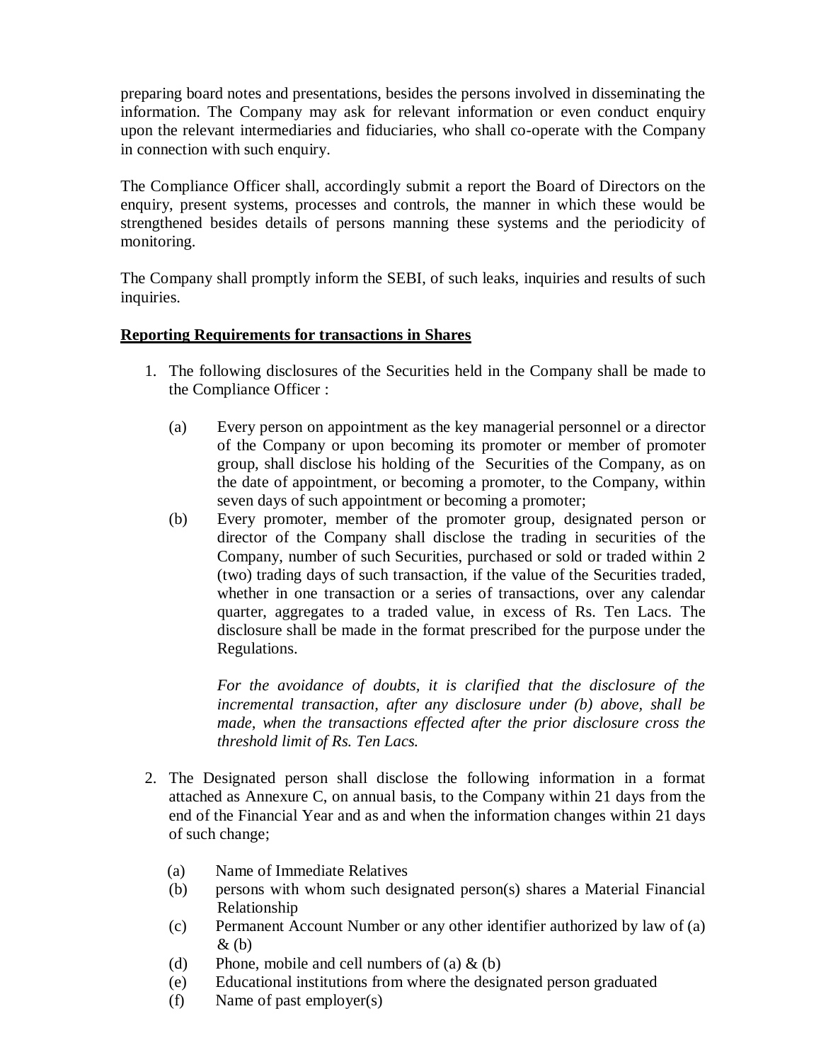preparing board notes and presentations, besides the persons involved in disseminating the information. The Company may ask for relevant information or even conduct enquiry upon the relevant intermediaries and fiduciaries, who shall co-operate with the Company in connection with such enquiry.

The Compliance Officer shall, accordingly submit a report the Board of Directors on the enquiry, present systems, processes and controls, the manner in which these would be strengthened besides details of persons manning these systems and the periodicity of monitoring.

The Company shall promptly inform the SEBI, of such leaks, inquiries and results of such inquiries.

**Reporting Requirements for transactions in Shares**

1. The following disclosures of the Securities held in the Company shall be made to the Compliance Officer :

   (a) Every person on appointment as the key managerial personnel or a director of the Company or upon becoming its promoter or member of promoter group, shall disclose his holding of the Securities of the Company, as on the date of appointment, or becoming a promoter, to the Company, within seven days of such appointment or becoming a promoter;

   (b) Every promoter, member of the promoter group, designated person or director of the Company shall disclose the trading in securities of the Company, number of such Securities, purchased or sold or traded within 2 (two) trading days of such transaction, if the value of the Securities traded, whether in one transaction or a series of transactions, over any calendar quarter, aggregates to a traded value, in excess of Rs. Ten Lacs. The disclosure shall be made in the format prescribed for the purpose under the Regulations.

   *For the avoidance of doubts, it is clarified that the disclosure of the incremental transaction, after any disclosure under (b) above, shall be made, when the transactions effected after the prior disclosure cross the threshold limit of Rs. Ten Lacs.*

2. The Designated person shall disclose the following information in a format attached as Annexure C, on annual basis, to the Company within 21 days from the end of the Financial Year and as and when the information changes within 21 days of such change;

   (a) Name of Immediate Relatives
   (b) persons with whom such designated person(s) shares a Material Financial Relationship
   (c) Permanent Account Number or any other identifier authorized by law of (a) & (b)
   (d) Phone, mobile and cell numbers of (a) & (b)
   (e) Educational institutions from where the designated person graduated
   (f) Name of past employer(s)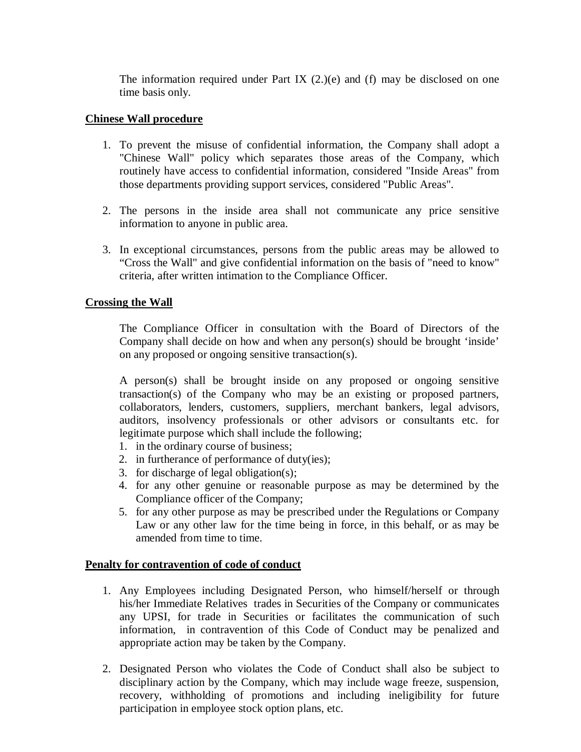The information required under Part IX (2.)(e) and (f) may be disclosed on one time basis only.

**Chinese Wall procedure**

1. To prevent the misuse of confidential information, the Company shall adopt a "Chinese Wall" policy which separates those areas of the Company, which routinely have access to confidential information, considered "Inside Areas" from those departments providing support services, considered "Public Areas".

2. The persons in the inside area shall not communicate any price sensitive information to anyone in public area.

3. In exceptional circumstances, persons from the public areas may be allowed to "Cross the Wall" and give confidential information on the basis of "need to know" criteria, after written intimation to the Compliance Officer.

**Crossing the Wall**

The Compliance Officer in consultation with the Board of Directors of the Company shall decide on how and when any person(s) should be brought 'inside' on any proposed or ongoing sensitive transaction(s).

A person(s) shall be brought inside on any proposed or ongoing sensitive transaction(s) of the Company who may be an existing or proposed partners, collaborators, lenders, customers, suppliers, merchant bankers, legal advisors, auditors, insolvency professionals or other advisors or consultants etc. for legitimate purpose which shall include the following;

1. in the ordinary course of business;
2. in furtherance of performance of duty(ies);
3. for discharge of legal obligation(s);
4. for any other genuine or reasonable purpose as may be determined by the Compliance officer of the Company;
5. for any other purpose as may be prescribed under the Regulations or Company Law or any other law for the time being in force, in this behalf, or as may be amended from time to time.

**Penalty for contravention of code of conduct**

1. Any Employees including Designated Person, who himself/herself or through his/her Immediate Relatives trades in Securities of the Company or communicates any UPSI, for trade in Securities or facilitates the communication of such information, in contravention of this Code of Conduct may be penalized and appropriate action may be taken by the Company.

2. Designated Person who violates the Code of Conduct shall also be subject to disciplinary action by the Company, which may include wage freeze, suspension, recovery, withholding of promotions and including ineligibility for future participation in employee stock option plans, etc.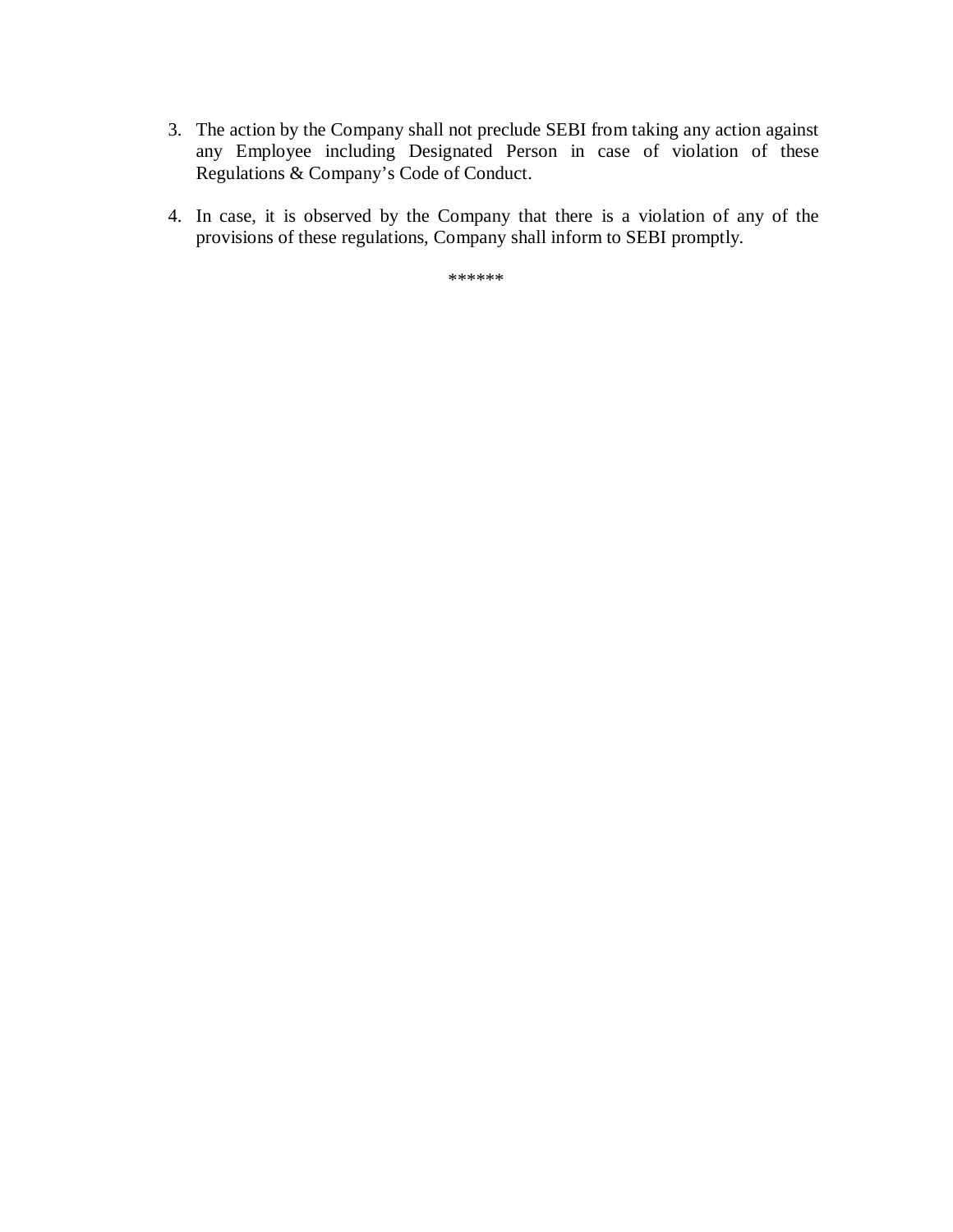3. The action by the Company shall not preclude SEBI from taking any action against any Employee including Designated Person in case of violation of these Regulations & Company's Code of Conduct.

4. In case, it is observed by the Company that there is a violation of any of the provisions of these regulations, Company shall inform to SEBI promptly.

******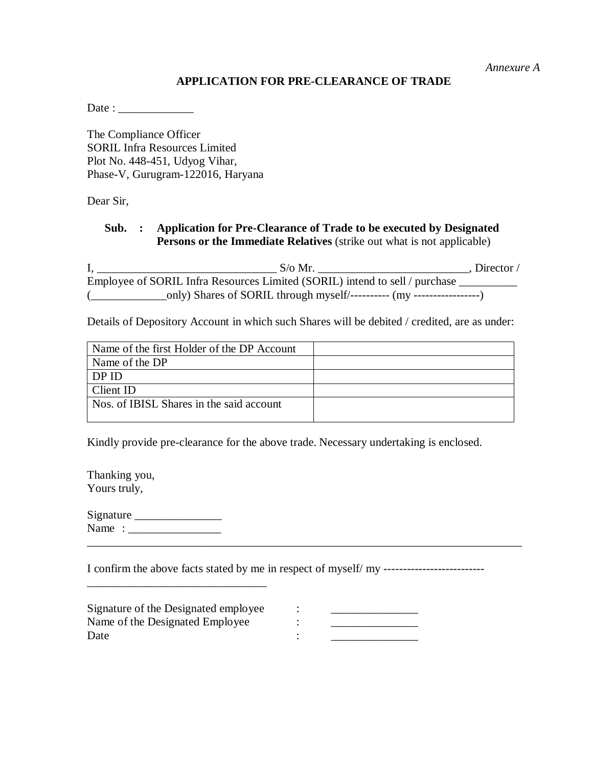*Annexure A*

## APPLICATION FOR PRE-CLEARANCE OF TRADE

Date : _____________

The Compliance Officer
SORIL Infra Resources Limited
Plot No. 448-451, Udyog Vihar,
Phase-V, Gurugram-122016, Haryana

Dear Sir,

**Sub. : Application for Pre-Clearance of Trade to be executed by Designated Persons or the Immediate Relatives** (strike out what is not applicable)

I, _______________________________ S/o Mr. _________________________, Director / Employee of SORIL Infra Resources Limited (SORIL) intend to sell / purchase __________ (_____________only) Shares of SORIL through myself/---------- (my -----------------)

Details of Depository Account in which such Shares will be debited / credited, are as under:

| | |
|---|---|
| Name of the first Holder of the DP Account | |
| Name of the DP | |
| DP ID | |
| Client ID | |
| Nos. of IBISL Shares in the said account | |

Kindly provide pre-clearance for the above trade. Necessary undertaking is enclosed.

Thanking you,
Yours truly,

Signature _______________
Name : ________________

---

I confirm the above facts stated by me in respect of myself/ my --------------------------
_______________________________

Signature of the Designated employee : _______________
Name of the Designated Employee : _______________
Date : _______________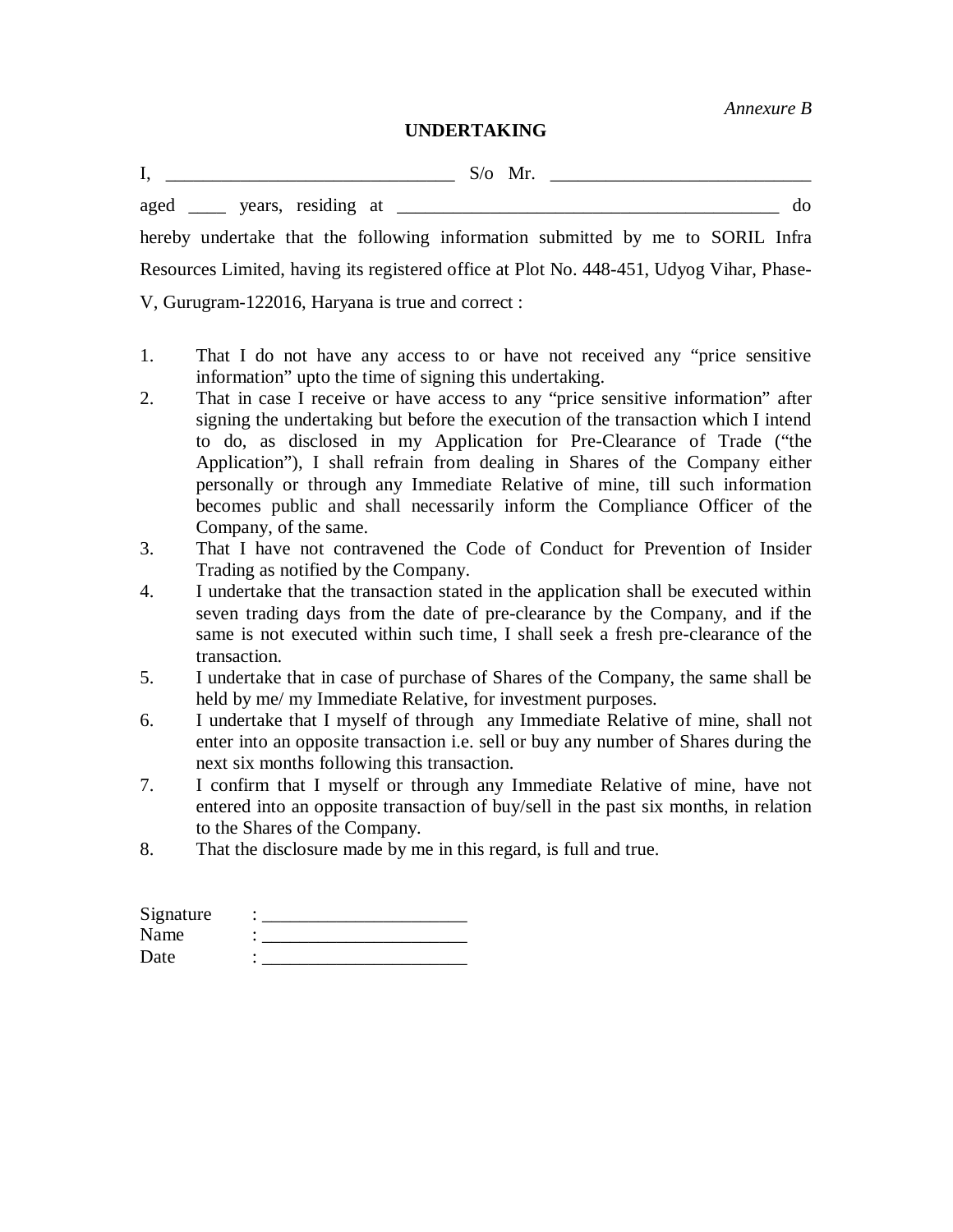*Annexure B*

**UNDERTAKING**

I, ______________________________ S/o Mr. ___________________________ aged ____ years, residing at ________________________________________ do hereby undertake that the following information submitted by me to SORIL Infra Resources Limited, having its registered office at Plot No. 448-451, Udyog Vihar, Phase-V, Gurugram-122016, Haryana is true and correct :

1. That I do not have any access to or have not received any "price sensitive information" upto the time of signing this undertaking.
2. That in case I receive or have access to any "price sensitive information" after signing the undertaking but before the execution of the transaction which I intend to do, as disclosed in my Application for Pre-Clearance of Trade ("the Application"), I shall refrain from dealing in Shares of the Company either personally or through any Immediate Relative of mine, till such information becomes public and shall necessarily inform the Compliance Officer of the Company, of the same.
3. That I have not contravened the Code of Conduct for Prevention of Insider Trading as notified by the Company.
4. I undertake that the transaction stated in the application shall be executed within seven trading days from the date of pre-clearance by the Company, and if the same is not executed within such time, I shall seek a fresh pre-clearance of the transaction.
5. I undertake that in case of purchase of Shares of the Company, the same shall be held by me/ my Immediate Relative, for investment purposes.
6. I undertake that I myself of through any Immediate Relative of mine, shall not enter into an opposite transaction i.e. sell or buy any number of Shares during the next six months following this transaction.
7. I confirm that I myself or through any Immediate Relative of mine, have not entered into an opposite transaction of buy/sell in the past six months, in relation to the Shares of the Company.
8. That the disclosure made by me in this regard, is full and true.

Signature : ______________________
Name : ______________________
Date : ______________________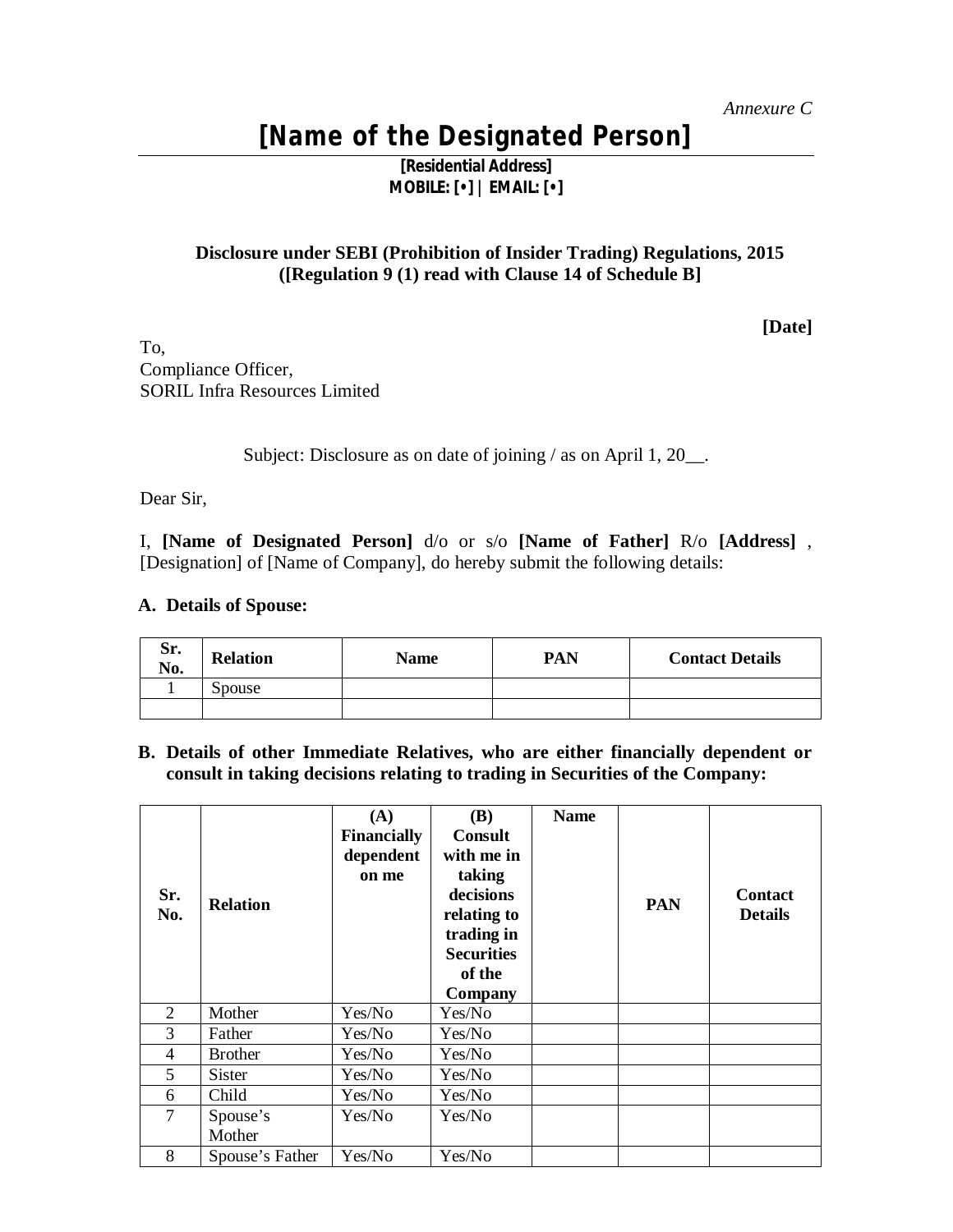*Annexure C*

# [Name of the Designated Person]

**[Residential Address]**
**MOBILE: [•] | EMAIL: [•]**

**Disclosure under SEBI (Prohibition of Insider Trading) Regulations, 2015**
**([Regulation 9 (1) read with Clause 14 of Schedule B]**

**[Date]**

To,
Compliance Officer,
SORIL Infra Resources Limited

Subject: Disclosure as on date of joining / as on April 1, 20__.

Dear Sir,

I, **[Name of Designated Person]** d/o or s/o **[Name of Father]** R/o **[Address]** , [Designation] of [Name of Company], do hereby submit the following details:

**A. Details of Spouse:**

| Sr. No. | Relation | Name | PAN | Contact Details |
|---|---|---|---|---|
| 1 | Spouse | | | |
| | | | | |

**B. Details of other Immediate Relatives, who are either financially dependent or consult in taking decisions relating to trading in Securities of the Company:**

| Sr. No. | Relation | (A) Financially dependent on me | (B) Consult with me in taking decisions relating to trading in Securities of the Company | Name | PAN | Contact Details |
|---|---|---|---|---|---|---|
| 2 | Mother | Yes/No | Yes/No | | | |
| 3 | Father | Yes/No | Yes/No | | | |
| 4 | Brother | Yes/No | Yes/No | | | |
| 5 | Sister | Yes/No | Yes/No | | | |
| 6 | Child | Yes/No | Yes/No | | | |
| 7 | Spouse's Mother | Yes/No | Yes/No | | | |
| 8 | Spouse's Father | Yes/No | Yes/No | | | |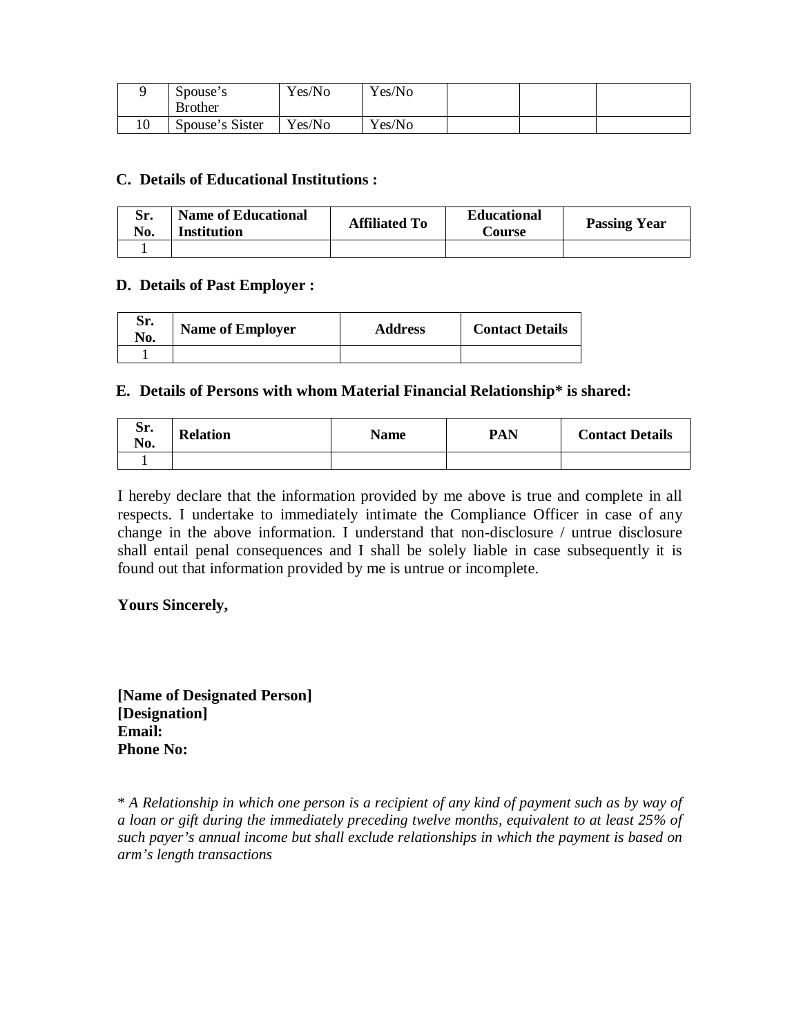| | | | | | | |
|---|---|---|---|---|---|---|
| 9 | Spouse's Brother | Yes/No | Yes/No | | | |
| 10 | Spouse's Sister | Yes/No | Yes/No | | | |

**C. Details of Educational Institutions :**

| Sr. No. | Name of Educational Institution | Affiliated To | Educational Course | Passing Year |
|---|---|---|---|---|
| 1 | | | | |

**D. Details of Past Employer :**

| Sr. No. | Name of Employer | Address | Contact Details |
|---|---|---|---|
| 1 | | | |

**E. Details of Persons with whom Material Financial Relationship* is shared:**

| Sr. No. | Relation | Name | PAN | Contact Details |
|---|---|---|---|---|
| 1 | | | | |

I hereby declare that the information provided by me above is true and complete in all respects. I undertake to immediately intimate the Compliance Officer in case of any change in the above information. I understand that non-disclosure / untrue disclosure shall entail penal consequences and I shall be solely liable in case subsequently it is found out that information provided by me is untrue or incomplete.

**Yours Sincerely,**

**[Name of Designated Person]**
**[Designation]**
**Email:**
**Phone No:**

*\* A Relationship in which one person is a recipient of any kind of payment such as by way of a loan or gift during the immediately preceding twelve months, equivalent to at least 25% of such payer's annual income but shall exclude relationships in which the payment is based on arm's length transactions*